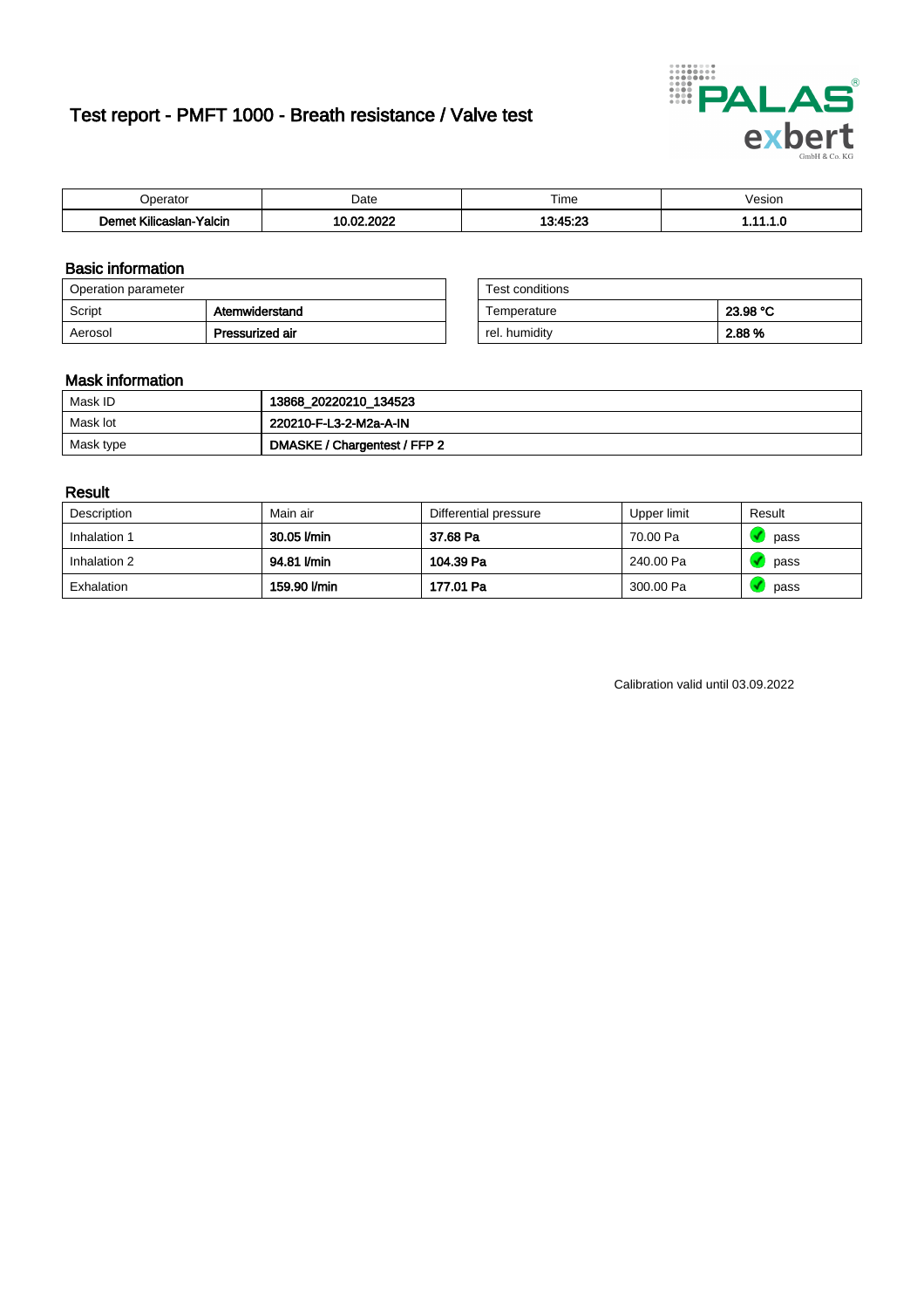# Test report - PMFT 1000 - Breath resistance / Valve test

| Operator | Date | Time | Vesion |
|---|---|---|---|
| **Demet Kilicaslan-Yalcin** | **10.02.2022** | **13:45:23** | **1.11.1.0** |

## Basic information

| Operation parameter | |
|---|---|
| Script | **Atemwiderstand** |
| Aerosol | **Pressurized air** |

| Test conditions | |
|---|---|
| Temperature | **23.98 °C** |
| rel. humidity | **2.88 %** |

## Mask information

| | |
|---|---|
| Mask ID | **13868_20220210_134523** |
| Mask lot | **220210-F-L3-2-M2a-A-IN** |
| Mask type | **DMASKE / Chargentest / FFP 2** |

## Result

| Description | Main air | Differential pressure | Upper limit | Result |
|---|---|---|---|---|
| Inhalation 1 | **30.05 l/min** | **37.68 Pa** | 70.00 Pa | pass |
| Inhalation 2 | **94.81 l/min** | **104.39 Pa** | 240.00 Pa | pass |
| Exhalation | **159.90 l/min** | **177.01 Pa** | 300.00 Pa | pass |

Calibration valid until 03.09.2022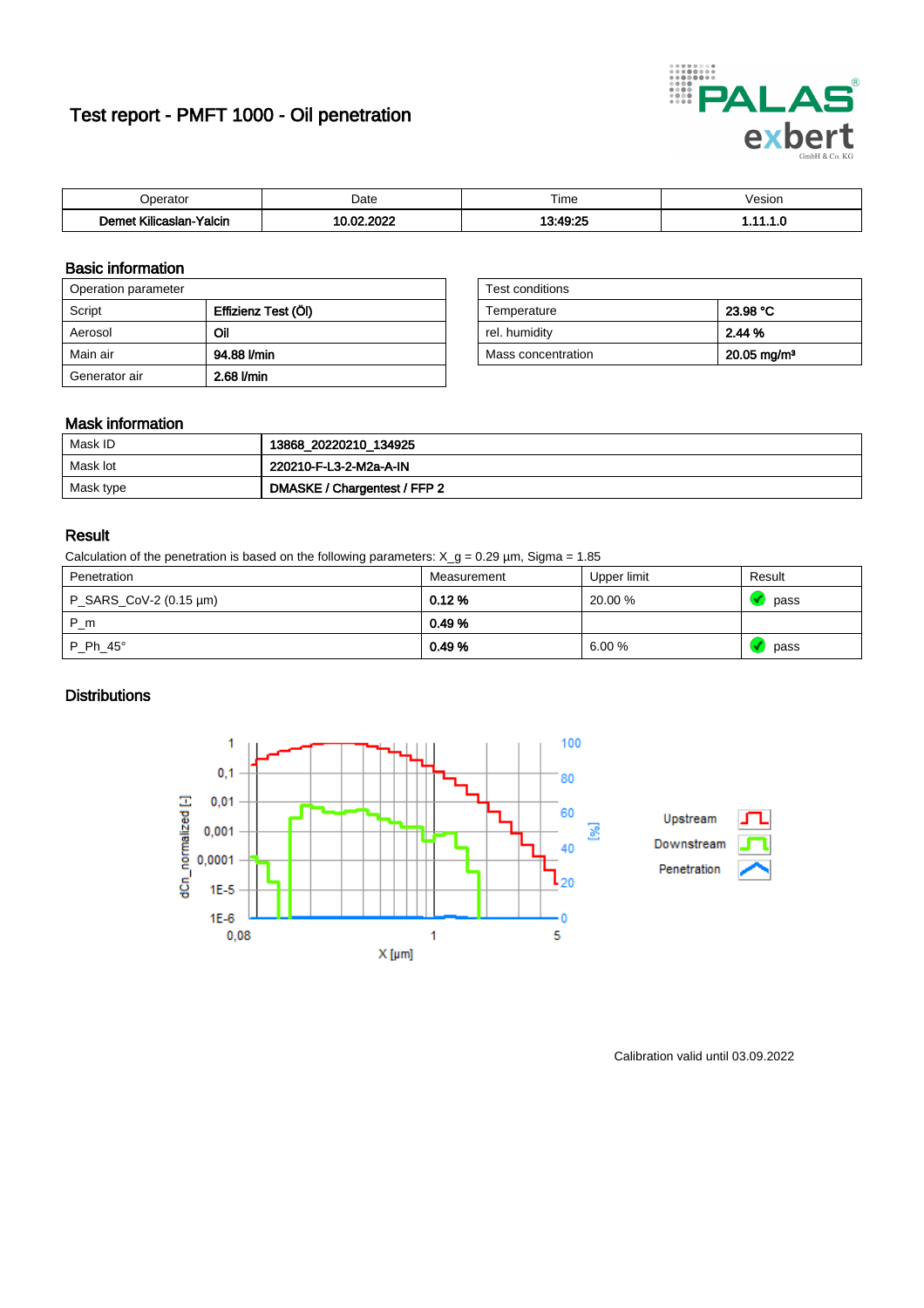# Test report - PMFT 1000 - Oil penetration

PALAS exbert GmbH & Co. KG

| Operator | Date | Time | Vesion |
|---|---|---|---|
| **Demet Kilicaslan-Yalcin** | **10.02.2022** | **13:49:25** | **1.11.1.0** |

## Basic information

| Operation parameter | |
|---|---|
| Script | **Effizienz Test (Öl)** |
| Aerosol | **Oil** |
| Main air | **94.88 l/min** |
| Generator air | **2.68 l/min** |

| Test conditions | |
|---|---|
| Temperature | **23.98 °C** |
| rel. humidity | **2.44 %** |
| Mass concentration | **20.05 mg/m³** |

## Mask information

| | |
|---|---|
| Mask ID | **13868_20220210_134925** |
| Mask lot | **220210-F-L3-2-M2a-A-IN** |
| Mask type | **DMASKE / Chargentest / FFP 2** |

## Result

Calculation of the penetration is based on the following parameters: X_g = 0.29 µm, Sigma = 1.85

| Penetration | Measurement | Upper limit | Result |
|---|---|---|---|
| P_SARS_CoV-2 (0.15 µm) | **0.12 %** | 20.00 % | pass |
| P_m | **0.49 %** | | |
| P_Ph_45° | **0.49 %** | 6.00 % | pass |

## Distributions

dCn_normalized [-]
1
0,1
0,01
0,001
0,0001
1E-5
1E-6
0,08
1
5
X [µm]
[%]
100
80
60
40
20
0
Upstream
Downstream
Penetration

Calibration valid until 03.09.2022